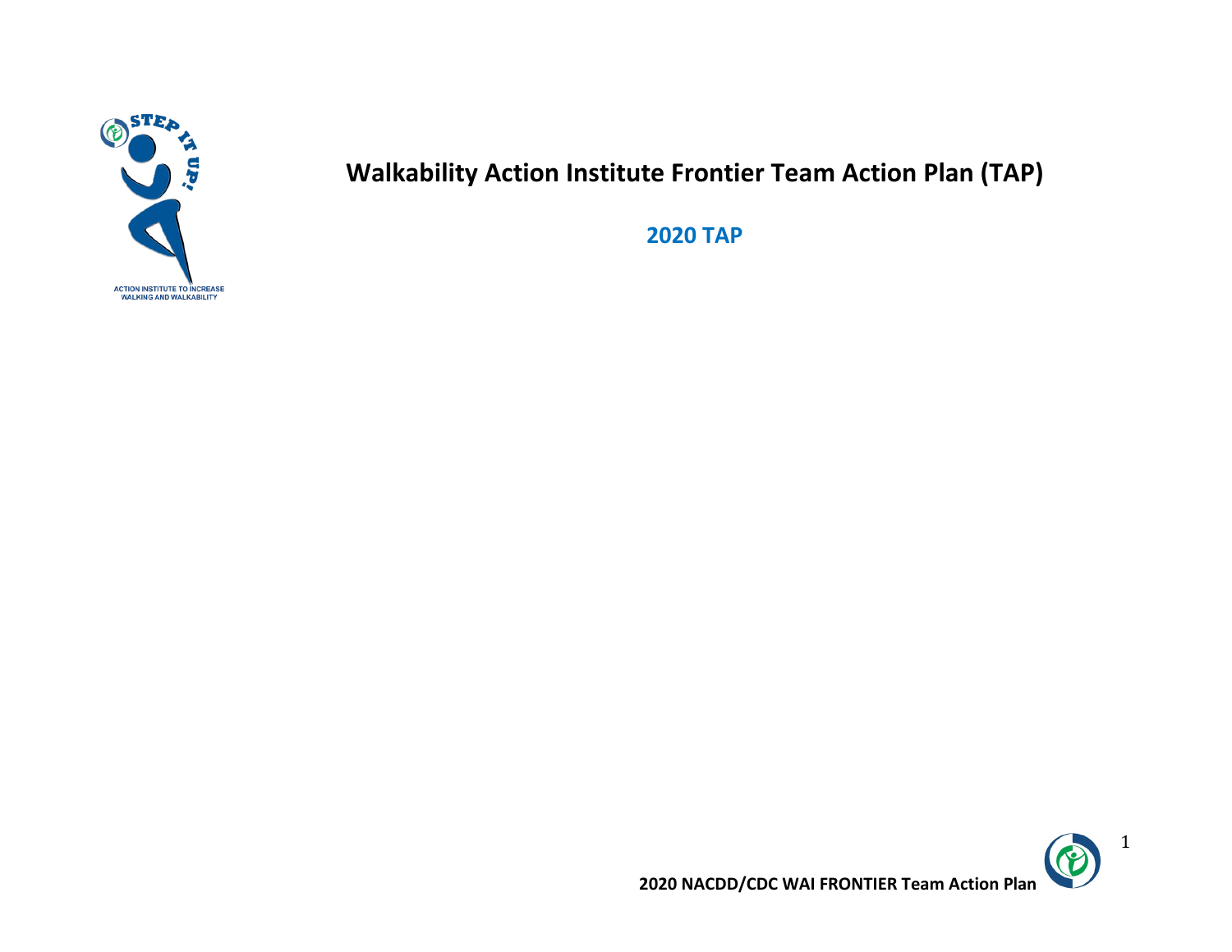# Walkability Action Institute Frontier Team Action Plan (TAP)

## 2020 TAP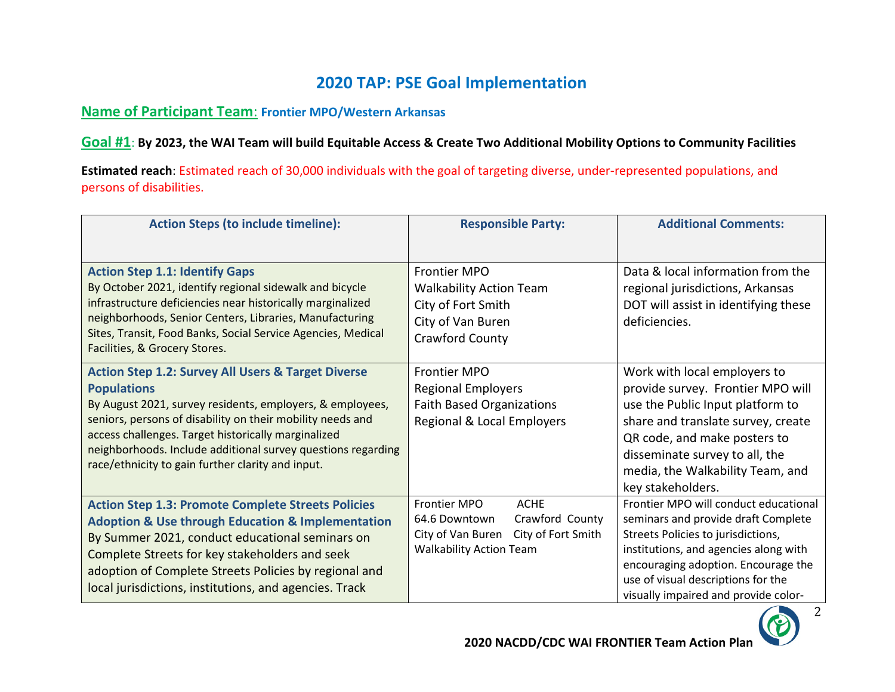# 2020 TAP: PSE Goal Implementation

**Name of Participant Team**: **Frontier MPO/Western Arkansas**

**Goal #1**: **By 2023, the WAI Team will build Equitable Access & Create Two Additional Mobility Options to Community Facilities**

**Estimated reach**: Estimated reach of 30,000 individuals with the goal of targeting diverse, under-represented populations, and persons of disabilities.

| Action Steps (to include timeline): | Responsible Party: | Additional Comments: |
|---|---|---|
| **Action Step 1.1: Identify Gaps**<br>By October 2021, identify regional sidewalk and bicycle infrastructure deficiencies near historically marginalized neighborhoods, Senior Centers, Libraries, Manufacturing Sites, Transit, Food Banks, Social Service Agencies, Medical Facilities, & Grocery Stores. | Frontier MPO<br>Walkability Action Team<br>City of Fort Smith<br>City of Van Buren<br>Crawford County | Data & local information from the regional jurisdictions, Arkansas DOT will assist in identifying these deficiencies. |
| **Action Step 1.2: Survey All Users & Target Diverse Populations**<br>By August 2021, survey residents, employers, & employees, seniors, persons of disability on their mobility needs and access challenges. Target historically marginalized neighborhoods. Include additional survey questions regarding race/ethnicity to gain further clarity and input. | Frontier MPO<br>Regional Employers<br>Faith Based Organizations<br>Regional & Local Employers | Work with local employers to provide survey. Frontier MPO will use the Public Input platform to share and translate survey, create QR code, and make posters to disseminate survey to all, the media, the Walkability Team, and key stakeholders. |
| **Action Step 1.3: Promote Complete Streets Policies Adoption & Use through Education & Implementation**<br>By Summer 2021, conduct educational seminars on Complete Streets for key stakeholders and seek adoption of Complete Streets Policies by regional and local jurisdictions, institutions, and agencies. Track | Frontier MPO<br>ACHE<br>64.6 Downtown<br>Crawford County<br>City of Van Buren<br>City of Fort Smith<br>Walkability Action Team | Frontier MPO will conduct educational seminars and provide draft Complete Streets Policies to jurisdictions, institutions, and agencies along with encouraging adoption. Encourage the use of visual descriptions for the visually impaired and provide color- |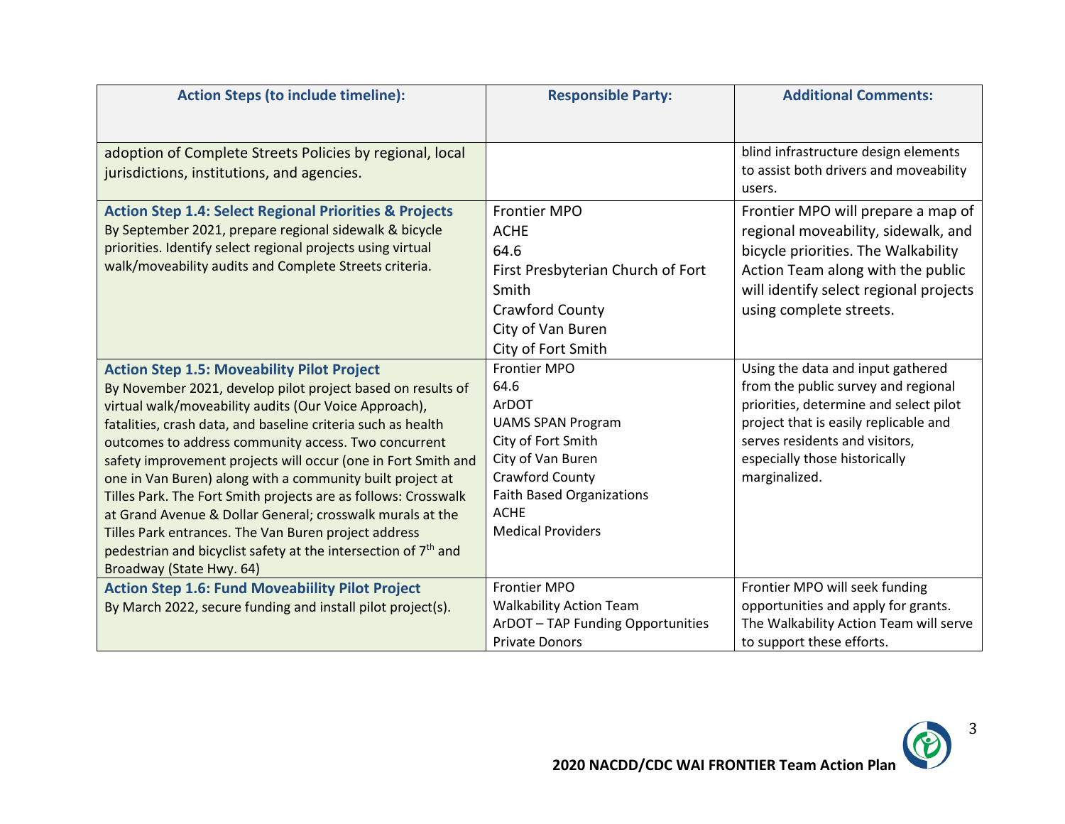| Action Steps (to include timeline): | Responsible Party: | Additional Comments: |
|---|---|---|
| adoption of Complete Streets Policies by regional, local jurisdictions, institutions, and agencies. | | blind infrastructure design elements to assist both drivers and moveability users. |
| **Action Step 1.4: Select Regional Priorities & Projects**<br>By September 2021, prepare regional sidewalk & bicycle priorities. Identify select regional projects using virtual walk/moveability audits and Complete Streets criteria. | Frontier MPO<br>ACHE<br>64.6<br>First Presbyterian Church of Fort Smith<br>Crawford County<br>City of Van Buren<br>City of Fort Smith | Frontier MPO will prepare a map of regional moveability, sidewalk, and bicycle priorities. The Walkability Action Team along with the public will identify select regional projects using complete streets. |
| **Action Step 1.5: Moveability Pilot Project**<br>By November 2021, develop pilot project based on results of virtual walk/moveability audits (Our Voice Approach), fatalities, crash data, and baseline criteria such as health outcomes to address community access. Two concurrent safety improvement projects will occur (one in Fort Smith and one in Van Buren) along with a community built project at Tilles Park. The Fort Smith projects are as follows: Crosswalk at Grand Avenue & Dollar General; crosswalk murals at the Tilles Park entrances. The Van Buren project address pedestrian and bicyclist safety at the intersection of 7th and Broadway (State Hwy. 64) | Frontier MPO<br>64.6<br>ArDOT<br>UAMS SPAN Program<br>City of Fort Smith<br>City of Van Buren<br>Crawford County<br>Faith Based Organizations<br>ACHE<br>Medical Providers | Using the data and input gathered from the public survey and regional priorities, determine and select pilot project that is easily replicable and serves residents and visitors, especially those historically marginalized. |
| **Action Step 1.6: Fund Moveabiility Pilot Project**<br>By March 2022, secure funding and install pilot project(s). | Frontier MPO<br>Walkability Action Team<br>ArDOT – TAP Funding Opportunities<br>Private Donors | Frontier MPO will seek funding opportunities and apply for grants. The Walkability Action Team will serve to support these efforts. |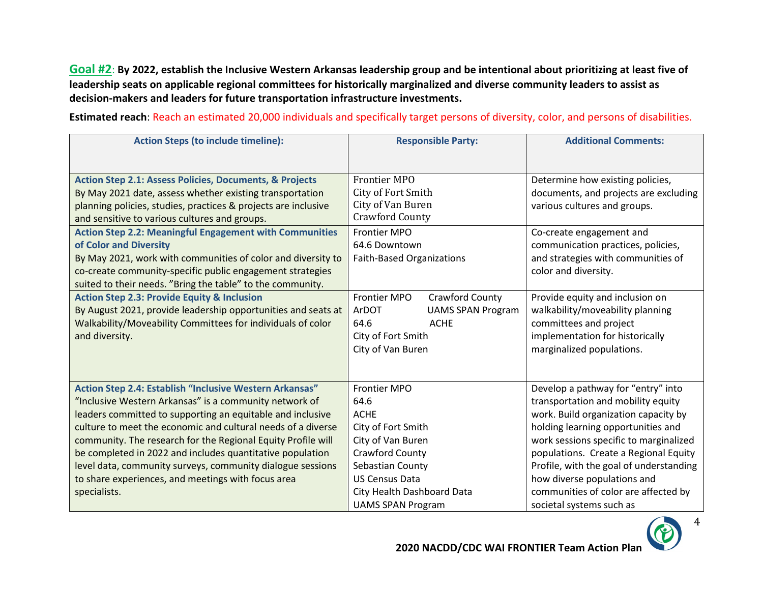**Goal #2**: **By 2022, establish the Inclusive Western Arkansas leadership group and be intentional about prioritizing at least five of leadership seats on applicable regional committees for historically marginalized and diverse community leaders to assist as decision-makers and leaders for future transportation infrastructure investments.**

**Estimated reach**: Reach an estimated 20,000 individuals and specifically target persons of diversity, color, and persons of disabilities.

| Action Steps (to include timeline): | Responsible Party: | Additional Comments: |
|---|---|---|
| **Action Step 2.1: Assess Policies, Documents, & Projects**<br>By May 2021 date, assess whether existing transportation planning policies, studies, practices & projects are inclusive and sensitive to various cultures and groups. | Frontier MPO<br>City of Fort Smith<br>City of Van Buren<br>Crawford County | Determine how existing policies, documents, and projects are excluding various cultures and groups. |
| **Action Step 2.2: Meaningful Engagement with Communities of Color and Diversity**<br>By May 2021, work with communities of color and diversity to co-create community-specific public engagement strategies suited to their needs. "Bring the table" to the community. | Frontier MPO<br>64.6 Downtown<br>Faith-Based Organizations | Co-create engagement and communication practices, policies, and strategies with communities of color and diversity. |
| **Action Step 2.3: Provide Equity & Inclusion**<br>By August 2021, provide leadership opportunities and seats at Walkability/Moveability Committees for individuals of color and diversity. | Frontier MPO<br>ArDOT<br>64.6<br>City of Fort Smith<br>City of Van Buren<br>Crawford County<br>UAMS SPAN Program<br>ACHE | Provide equity and inclusion on walkability/moveability planning committees and project implementation for historically marginalized populations. |
| **Action Step 2.4: Establish "Inclusive Western Arkansas"**<br>"Inclusive Western Arkansas" is a community network of leaders committed to supporting an equitable and inclusive culture to meet the economic and cultural needs of a diverse community. The research for the Regional Equity Profile will be completed in 2022 and includes quantitative population level data, community surveys, community dialogue sessions to share experiences, and meetings with focus area specialists. | Frontier MPO<br>64.6<br>ACHE<br>City of Fort Smith<br>City of Van Buren<br>Crawford County<br>Sebastian County<br>US Census Data<br>City Health Dashboard Data<br>UAMS SPAN Program | Develop a pathway for "entry" into transportation and mobility equity work. Build organization capacity by holding learning opportunities and work sessions specific to marginalized populations. Create a Regional Equity Profile, with the goal of understanding how diverse populations and communities of color are affected by societal systems such as |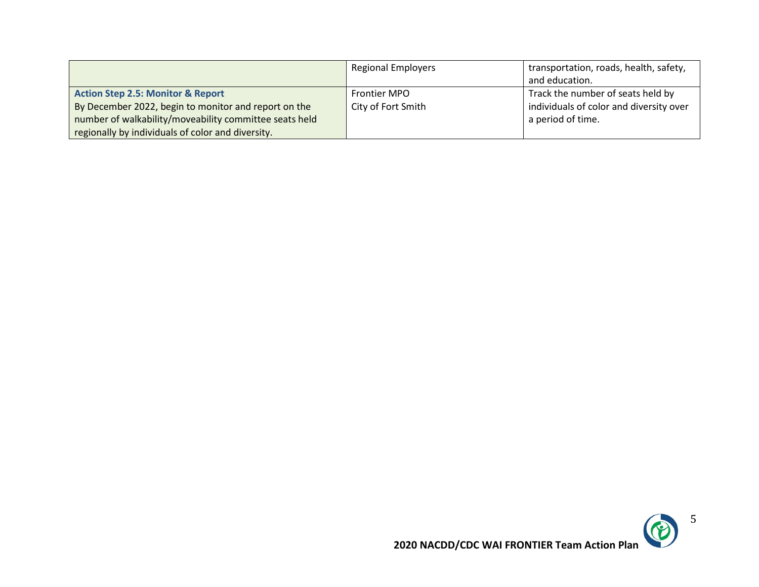| | | |
|---|---|---|
| | Regional Employers | transportation, roads, health, safety, and education. |
| **Action Step 2.5: Monitor & Report**<br>By December 2022, begin to monitor and report on the number of walkability/moveability committee seats held regionally by individuals of color and diversity. | Frontier MPO<br>City of Fort Smith | Track the number of seats held by individuals of color and diversity over a period of time. |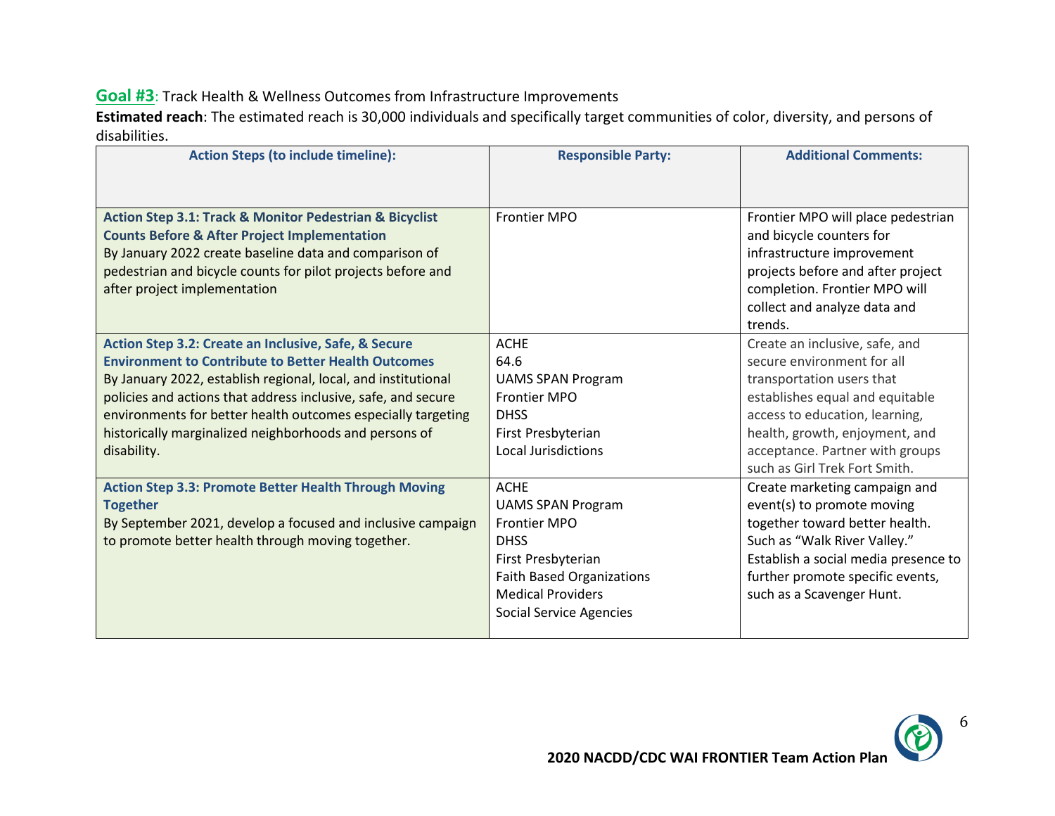**Goal #3**: Track Health & Wellness Outcomes from Infrastructure Improvements

**Estimated reach**: The estimated reach is 30,000 individuals and specifically target communities of color, diversity, and persons of disabilities.

| Action Steps (to include timeline): | Responsible Party: | Additional Comments: |
|---|---|---|
| **Action Step 3.1: Track & Monitor Pedestrian & Bicyclist Counts Before & After Project Implementation**<br>By January 2022 create baseline data and comparison of pedestrian and bicycle counts for pilot projects before and after project implementation | Frontier MPO | Frontier MPO will place pedestrian and bicycle counters for infrastructure improvement projects before and after project completion. Frontier MPO will collect and analyze data and trends. |
| **Action Step 3.2: Create an Inclusive, Safe, & Secure Environment to Contribute to Better Health Outcomes**<br>By January 2022, establish regional, local, and institutional policies and actions that address inclusive, safe, and secure environments for better health outcomes especially targeting historically marginalized neighborhoods and persons of disability. | ACHE<br>64.6<br>UAMS SPAN Program<br>Frontier MPO<br>DHSS<br>First Presbyterian<br>Local Jurisdictions | Create an inclusive, safe, and secure environment for all transportation users that establishes equal and equitable access to education, learning, health, growth, enjoyment, and acceptance. Partner with groups such as Girl Trek Fort Smith. |
| **Action Step 3.3: Promote Better Health Through Moving Together**<br>By September 2021, develop a focused and inclusive campaign to promote better health through moving together. | ACHE<br>UAMS SPAN Program<br>Frontier MPO<br>DHSS<br>First Presbyterian<br>Faith Based Organizations<br>Medical Providers<br>Social Service Agencies | Create marketing campaign and event(s) to promote moving together toward better health. Such as "Walk River Valley." Establish a social media presence to further promote specific events, such as a Scavenger Hunt. |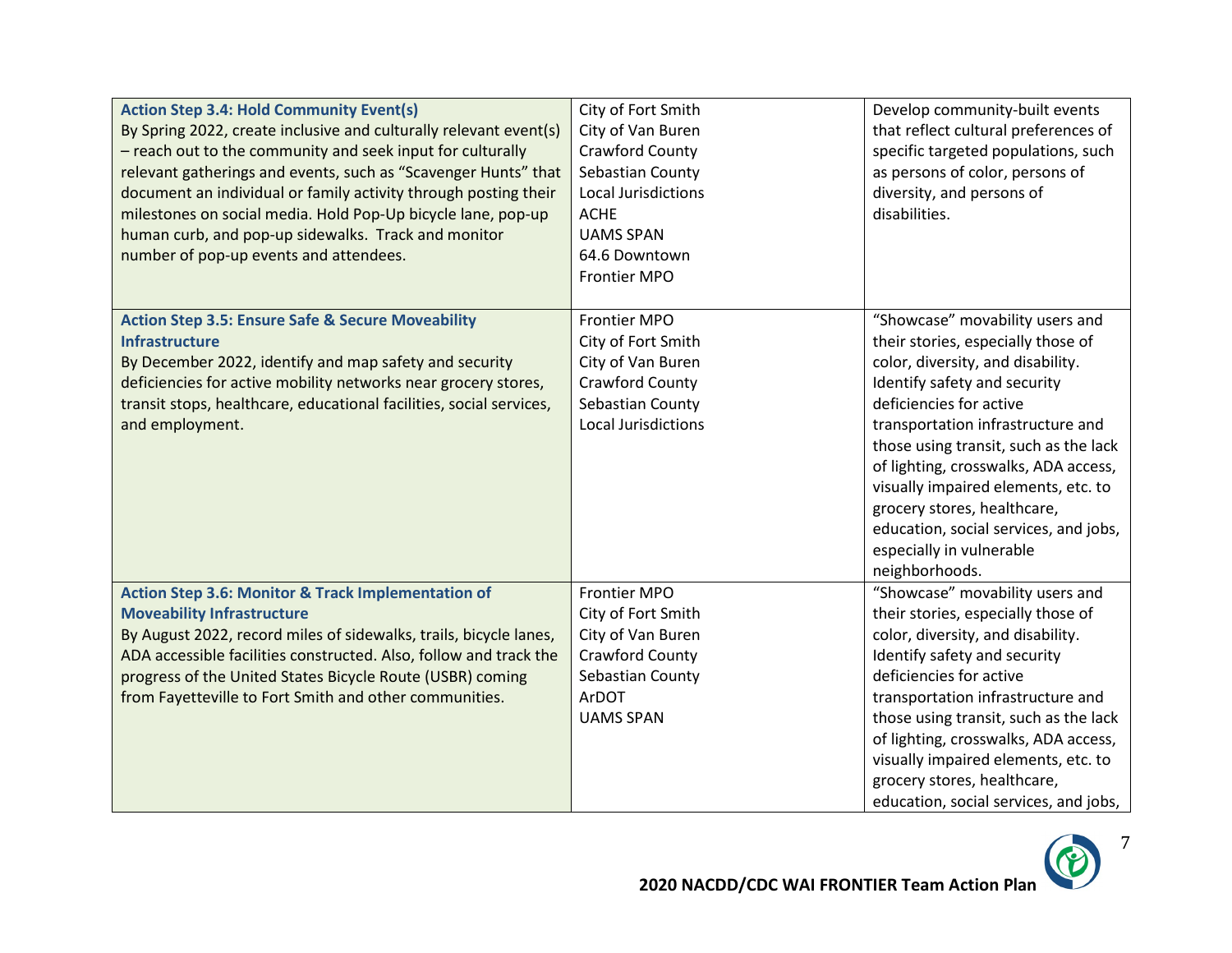| | | |
|---|---|---|
| **Action Step 3.4: Hold Community Event(s)**<br>By Spring 2022, create inclusive and culturally relevant event(s) – reach out to the community and seek input for culturally relevant gatherings and events, such as "Scavenger Hunts" that document an individual or family activity through posting their milestones on social media. Hold Pop-Up bicycle lane, pop-up human curb, and pop-up sidewalks. Track and monitor number of pop-up events and attendees. | City of Fort Smith<br>City of Van Buren<br>Crawford County<br>Sebastian County<br>Local Jurisdictions<br>ACHE<br>UAMS SPAN<br>64.6 Downtown<br>Frontier MPO | Develop community-built events that reflect cultural preferences of specific targeted populations, such as persons of color, persons of diversity, and persons of disabilities. |
| **Action Step 3.5: Ensure Safe & Secure Moveability Infrastructure**<br>By December 2022, identify and map safety and security deficiencies for active mobility networks near grocery stores, transit stops, healthcare, educational facilities, social services, and employment. | Frontier MPO<br>City of Fort Smith<br>City of Van Buren<br>Crawford County<br>Sebastian County<br>Local Jurisdictions | "Showcase" movability users and their stories, especially those of color, diversity, and disability. Identify safety and security deficiencies for active transportation infrastructure and those using transit, such as the lack of lighting, crosswalks, ADA access, visually impaired elements, etc. to grocery stores, healthcare, education, social services, and jobs, especially in vulnerable neighborhoods. |
| **Action Step 3.6: Monitor & Track Implementation of Moveability Infrastructure**<br>By August 2022, record miles of sidewalks, trails, bicycle lanes, ADA accessible facilities constructed. Also, follow and track the progress of the United States Bicycle Route (USBR) coming from Fayetteville to Fort Smith and other communities. | Frontier MPO<br>City of Fort Smith<br>City of Van Buren<br>Crawford County<br>Sebastian County<br>ArDOT<br>UAMS SPAN | "Showcase" movability users and their stories, especially those of color, diversity, and disability. Identify safety and security deficiencies for active transportation infrastructure and those using transit, such as the lack of lighting, crosswalks, ADA access, visually impaired elements, etc. to grocery stores, healthcare, education, social services, and jobs, |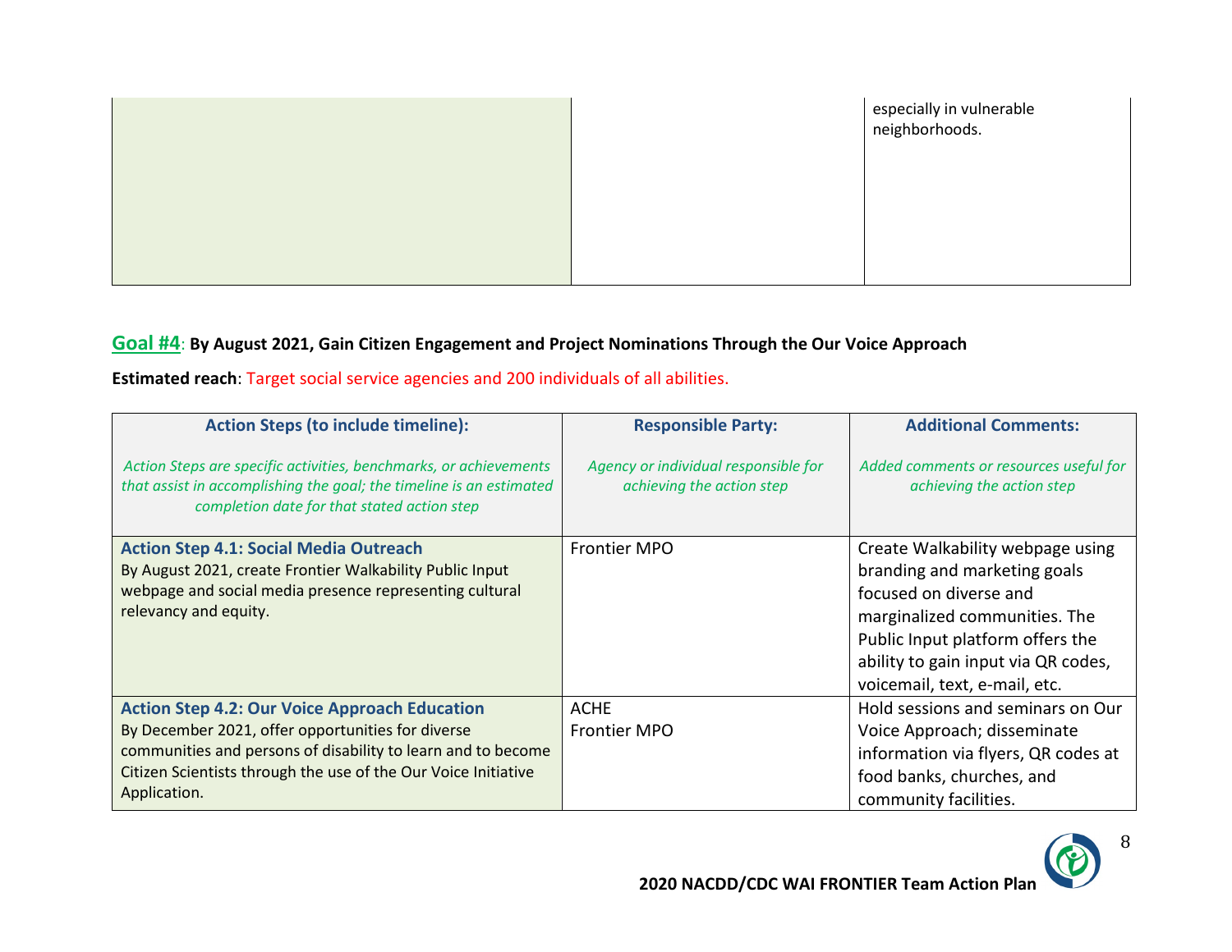| | | |
|---|---|---|
| | | especially in vulnerable neighborhoods. |

**Goal #4**: **By August 2021, Gain Citizen Engagement and Project Nominations Through the Our Voice Approach**

**Estimated reach**: Target social service agencies and 200 individuals of all abilities.

| **Action Steps (to include timeline):**<br><br>*Action Steps are specific activities, benchmarks, or achievements that assist in accomplishing the goal; the timeline is an estimated completion date for that stated action step* | **Responsible Party:**<br><br>*Agency or individual responsible for achieving the action step* | **Additional Comments:**<br><br>*Added comments or resources useful for achieving the action step* |
|---|---|---|
| **Action Step 4.1: Social Media Outreach**<br>By August 2021, create Frontier Walkability Public Input webpage and social media presence representing cultural relevancy and equity. | Frontier MPO | Create Walkability webpage using branding and marketing goals focused on diverse and marginalized communities. The Public Input platform offers the ability to gain input via QR codes, voicemail, text, e-mail, etc. |
| **Action Step 4.2: Our Voice Approach Education**<br>By December 2021, offer opportunities for diverse communities and persons of disability to learn and to become Citizen Scientists through the use of the Our Voice Initiative Application. | ACHE<br>Frontier MPO | Hold sessions and seminars on Our Voice Approach; disseminate information via flyers, QR codes at food banks, churches, and community facilities. |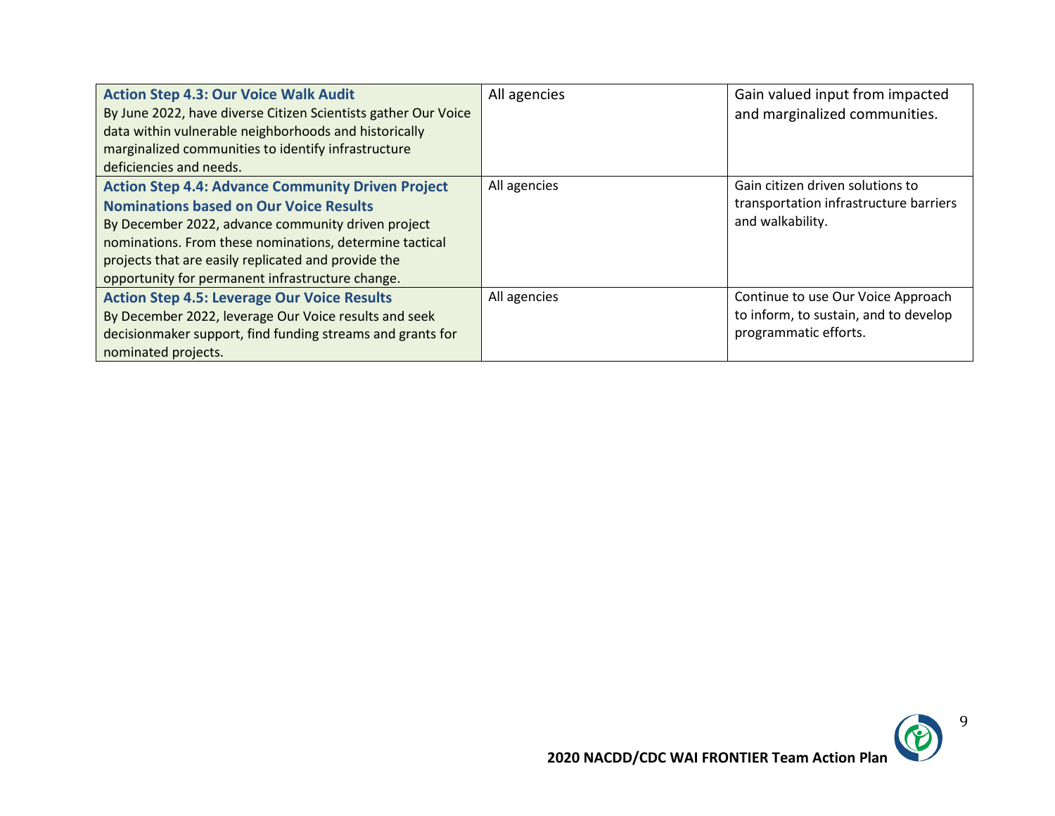| | | |
|---|---|---|
| **Action Step 4.3: Our Voice Walk Audit**<br>By June 2022, have diverse Citizen Scientists gather Our Voice data within vulnerable neighborhoods and historically marginalized communities to identify infrastructure deficiencies and needs. | All agencies | Gain valued input from impacted and marginalized communities. |
| **Action Step 4.4: Advance Community Driven Project Nominations based on Our Voice Results**<br>By December 2022, advance community driven project nominations. From these nominations, determine tactical projects that are easily replicated and provide the opportunity for permanent infrastructure change. | All agencies | Gain citizen driven solutions to transportation infrastructure barriers and walkability. |
| **Action Step 4.5: Leverage Our Voice Results**<br>By December 2022, leverage Our Voice results and seek decisionmaker support, find funding streams and grants for nominated projects. | All agencies | Continue to use Our Voice Approach to inform, to sustain, and to develop programmatic efforts. |